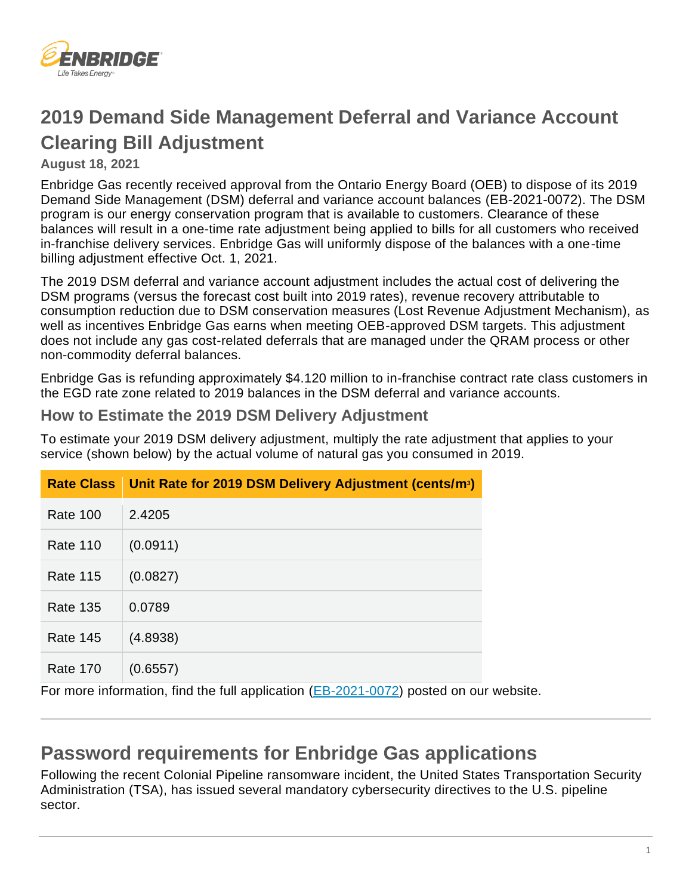# 2019 Demand Side Management Deferral and Variance Account Clearing Bill Adjustment

**August 18, 2021**

Enbridge Gas recently received approval from the Ontario Energy Board (OEB) to dispose of its 2019 Demand Side Management (DSM) deferral and variance account balances (EB-2021-0072). The DSM program is our energy conservation program that is available to customers. Clearance of these balances will result in a one-time rate adjustment being applied to bills for all customers who received in-franchise delivery services. Enbridge Gas will uniformly dispose of the balances with a one-time billing adjustment effective Oct. 1, 2021.

The 2019 DSM deferral and variance account adjustment includes the actual cost of delivering the DSM programs (versus the forecast cost built into 2019 rates), revenue recovery attributable to consumption reduction due to DSM conservation measures (Lost Revenue Adjustment Mechanism), as well as incentives Enbridge Gas earns when meeting OEB-approved DSM targets. This adjustment does not include any gas cost-related deferrals that are managed under the QRAM process or other non-commodity deferral balances.

Enbridge Gas is refunding approximately $4.120 million to in-franchise contract rate class customers in the EGD rate zone related to 2019 balances in the DSM deferral and variance accounts.

### How to Estimate the 2019 DSM Delivery Adjustment

To estimate your 2019 DSM delivery adjustment, multiply the rate adjustment that applies to your service (shown below) by the actual volume of natural gas you consumed in 2019.

| Rate Class | Unit Rate for 2019 DSM Delivery Adjustment (cents/$m^3$) |
|---|---|
| Rate 100 | 2.4205 |
| Rate 110 | (0.0911) |
| Rate 115 | (0.0827) |
| Rate 135 | 0.0789 |
| Rate 145 | (4.8938) |
| Rate 170 | (0.6557) |

For more information, find the full application (EB-2021-0072) posted on our website.

---

## Password requirements for Enbridge Gas applications

Following the recent Colonial Pipeline ransomware incident, the United States Transportation Security Administration (TSA), has issued several mandatory cybersecurity directives to the U.S. pipeline sector.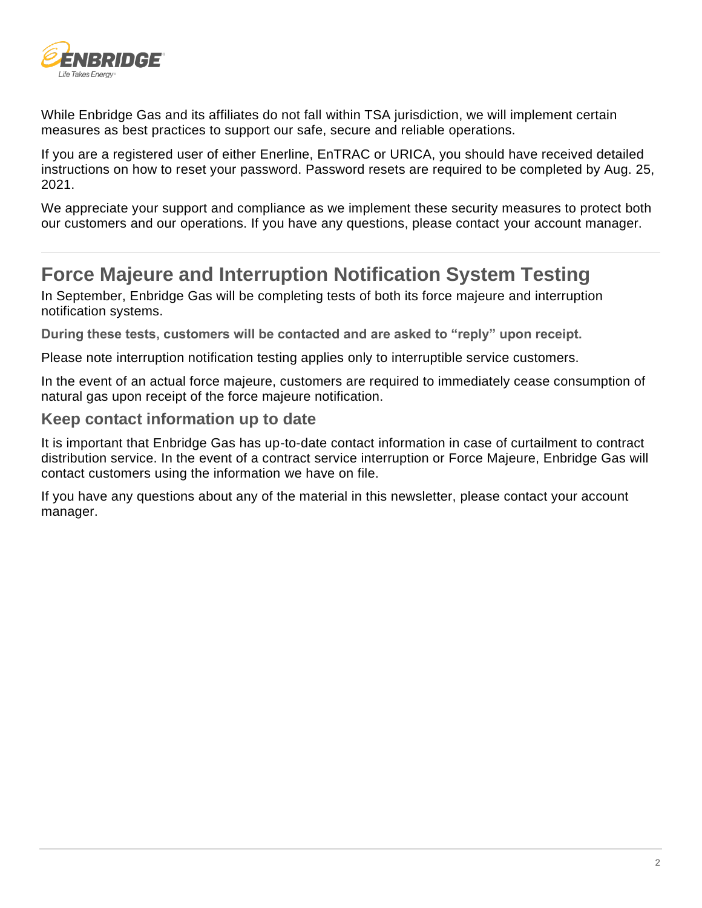While Enbridge Gas and its affiliates do not fall within TSA jurisdiction, we will implement certain measures as best practices to support our safe, secure and reliable operations.

If you are a registered user of either Enerline, EnTRAC or URICA, you should have received detailed instructions on how to reset your password. Password resets are required to be completed by Aug. 25, 2021.

We appreciate your support and compliance as we implement these security measures to protect both our customers and our operations. If you have any questions, please contact your account manager.

---

## Force Majeure and Interruption Notification System Testing

In September, Enbridge Gas will be completing tests of both its force majeure and interruption notification systems.

**During these tests, customers will be contacted and are asked to "reply" upon receipt.**

Please note interruption notification testing applies only to interruptible service customers.

In the event of an actual force majeure, customers are required to immediately cease consumption of natural gas upon receipt of the force majeure notification.

### Keep contact information up to date

It is important that Enbridge Gas has up-to-date contact information in case of curtailment to contract distribution service. In the event of a contract service interruption or Force Majeure, Enbridge Gas will contact customers using the information we have on file.

If you have any questions about any of the material in this newsletter, please contact your account manager.